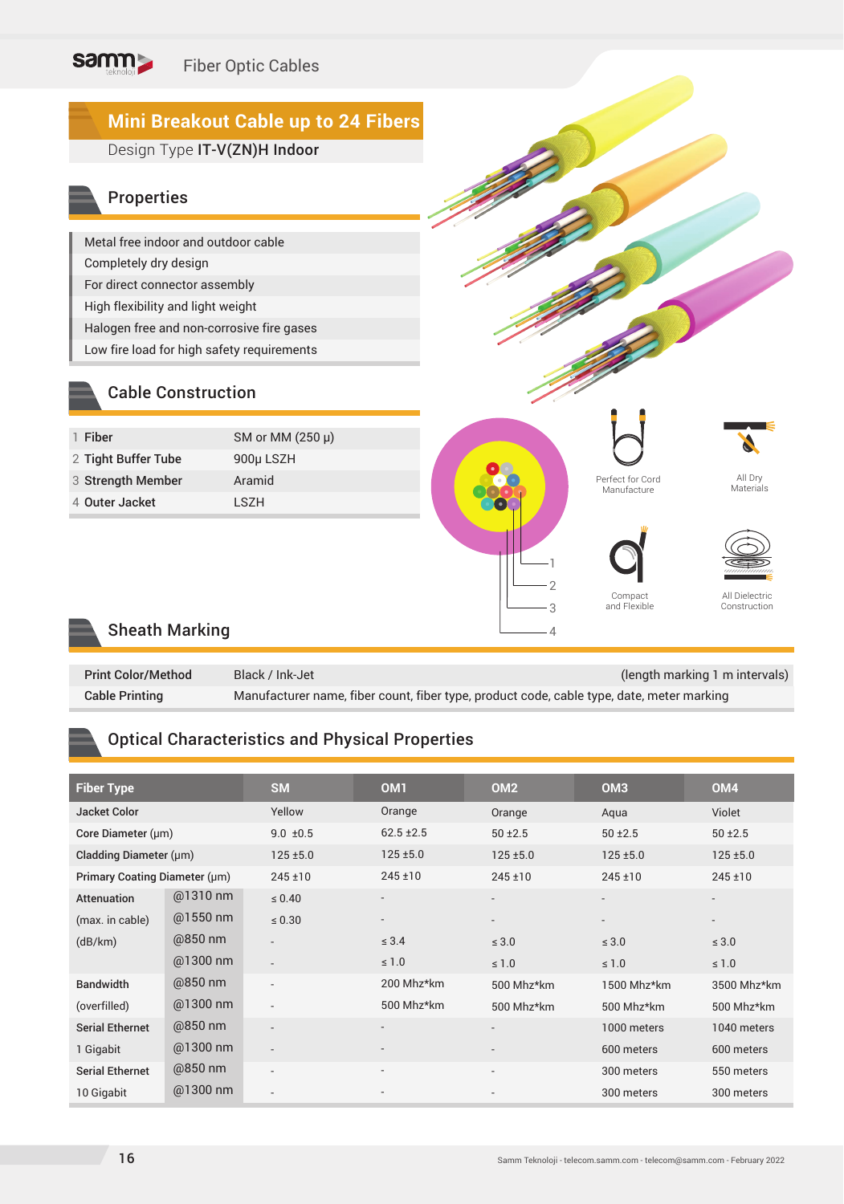# Mini Breakout Cable up to 24 Fibers

Design Type **IT-V(ZN)H Indoor**

## Properties

- Metal free indoor and outdoor cable
- Completely dry design
- For direct connector assembly
- High flexibility and light weight
- Halogen free and non-corrosive fire gases
- Low fire load for high safety requirements

## Cable Construction

| | | |
|---|---|---|
| 1 | **Fiber** | SM or MM (250 µ) |
| 2 | **Tight Buffer Tube** | 900µ LSZH |
| 3 | **Strength Member** | Aramid |
| 4 | **Outer Jacket** | LSZH |

Perfect for Cord Manufacture

All Dry Materials

Compact and Flexible

All Dielectric Construction

## Sheath Marking

| | |
|---|---|
| **Print Color/Method** | Black / Ink-Jet (length marking 1 m intervals) |
| **Cable Printing** | Manufacturer name, fiber count, fiber type, product code, cable type, date, meter marking |

## Optical Characteristics and Physical Properties

| Fiber Type | | SM | OM1 | OM2 | OM3 | OM4 |
|---|---|---|---|---|---|---|
| Jacket Color | | Yellow | Orange | Orange | Aqua | Violet |
| Core Diameter (µm) | | 9.0 ±0.5 | 62.5 ±2.5 | 50 ±2.5 | 50 ±2.5 | 50 ±2.5 |
| Cladding Diameter (µm) | | 125 ±5.0 | 125 ±5.0 | 125 ±5.0 | 125 ±5.0 | 125 ±5.0 |
| Primary Coating Diameter (µm) | | 245 ±10 | 245 ±10 | 245 ±10 | 245 ±10 | 245 ±10 |
| Attenuation | @1310 nm | ≤ 0.40 | - | - | - | - |
| (max. in cable) | @1550 nm | ≤ 0.30 | - | - | - | - |
| (dB/km) | @850 nm | - | ≤ 3.4 | ≤ 3.0 | ≤ 3.0 | ≤ 3.0 |
| | @1300 nm | - | ≤ 1.0 | ≤ 1.0 | ≤ 1.0 | ≤ 1.0 |
| Bandwidth | @850 nm | - | 200 Mhz*km | 500 Mhz*km | 1500 Mhz*km | 3500 Mhz*km |
| (overfilled) | @1300 nm | - | 500 Mhz*km | 500 Mhz*km | 500 Mhz*km | 500 Mhz*km |
| Serial Ethernet | @850 nm | - | - | - | 1000 meters | 1040 meters |
| 1 Gigabit | @1300 nm | - | - | - | 600 meters | 600 meters |
| Serial Ethernet | @850 nm | - | - | - | 300 meters | 550 meters |
| 10 Gigabit | @1300 nm | - | - | - | 300 meters | 300 meters |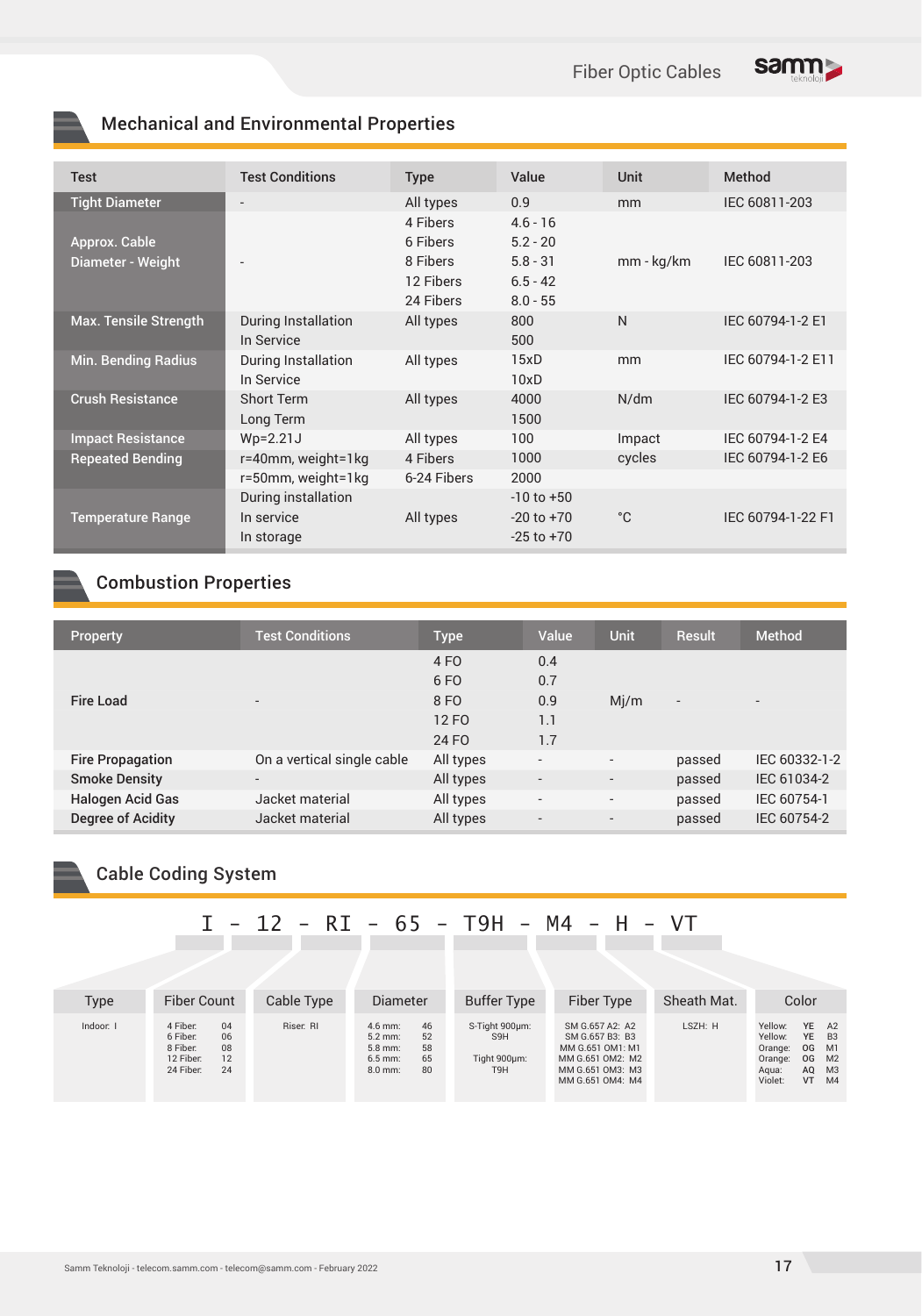## Mechanical and Environmental Properties

| Test | Test Conditions | Type | Value | Unit | Method |
|---|---|---|---|---|---|
| Tight Diameter | - | All types | 0.9 | mm | IEC 60811-203 |
| Approx. Cable Diameter - Weight | - | 4 Fibers<br>6 Fibers<br>8 Fibers<br>12 Fibers<br>24 Fibers | 4.6 - 16<br>5.2 - 20<br>5.8 - 31<br>6.5 - 42<br>8.0 - 55 | mm - kg/km | IEC 60811-203 |
| Max. Tensile Strength | During Installation<br>In Service | All types | 800<br>500 | N | IEC 60794-1-2 E1 |
| Min. Bending Radius | During Installation<br>In Service | All types | 15xD<br>10xD | mm | IEC 60794-1-2 E11 |
| Crush Resistance | Short Term<br>Long Term | All types | 4000<br>1500 | N/dm | IEC 60794-1-2 E3 |
| Impact Resistance | Wp=2.21J | All types | 100 | Impact | IEC 60794-1-2 E4 |
| Repeated Bending | r=40mm, weight=1kg<br>r=50mm, weight=1kg | 4 Fibers<br>6-24 Fibers | 1000<br>2000 | cycles | IEC 60794-1-2 E6 |
| Temperature Range | During installation<br>In service<br>In storage | All types | -10 to +50<br>-20 to +70<br>-25 to +70 | °C | IEC 60794-1-22 F1 |

## Combustion Properties

| Property | Test Conditions | Type | Value | Unit | Result | Method |
|---|---|---|---|---|---|---|
| Fire Load | - | 4 FO<br>6 FO<br>8 FO<br>12 FO<br>24 FO | 0.4<br>0.7<br>0.9<br>1.1<br>1.7 | Mj/m | - | - |
| Fire Propagation | On a vertical single cable | All types | - | - | passed | IEC 60332-1-2 |
| Smoke Density | - | All types | - | - | passed | IEC 61034-2 |
| Halogen Acid Gas | Jacket material | All types | - | - | passed | IEC 60754-1 |
| Degree of Acidity | Jacket material | All types | - | - | passed | IEC 60754-2 |

## Cable Coding System

I - 12 - RI - 65 - T9H - M4 - H - VT

| Type | Fiber Count | Cable Type | Diameter | Buffer Type | Fiber Type | Sheath Mat. | Color |
|---|---|---|---|---|---|---|---|
| Indoor: I | 4 Fiber: 04<br>6 Fiber: 06<br>8 Fiber: 08<br>12 Fiber: 12<br>24 Fiber: 24 | Riser: RI | 4.6 mm: 46<br>5.2 mm: 52<br>5.8 mm: 58<br>6.5 mm: 65<br>8.0 mm: 80 | S-Tight 900µm: S9H<br>Tight 900µm: T9H | SM G.657 A2: A2<br>SM G.657 B3: B3<br>MM G.651 OM1: M1<br>MM G.651 OM2: M2<br>MM G.651 OM3: M3<br>MM G.651 OM4: M4 | LSZH: H | Yellow: YE A2<br>Yellow: YE B3<br>Orange: OG M1<br>Orange: OG M2<br>Aqua: AQ M3<br>Violet: VT M4 |